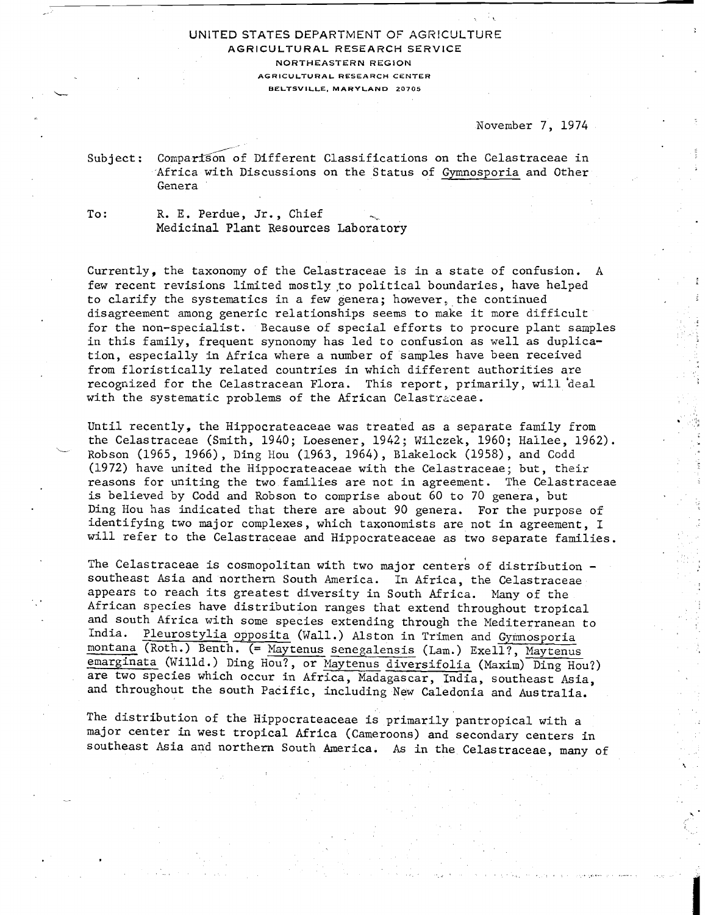UNITED STATES DEPARTMENT OF AGRICULTURE
AGRICULTURAL RESEARCH SERVICE
NORTHEASTERN REGION
AGRICULTURAL RESEARCH CENTER
BELTSVILLE, MARYLAND 20705

November 7, 1974

Subject: Comparison of Different Classifications on the Celastraceae in Africa with Discussions on the Status of *Gymnosporia* and Other Genera

To: R. E. Perdue, Jr., Chief
Medicinal Plant Resources Laboratory

Currently, the taxonomy of the Celastraceae is in a state of confusion. A few recent revisions limited mostly to political boundaries, have helped to clarify the systematics in a few genera; however, the continued disagreement among generic relationships seems to make it more difficult for the non-specialist. Because of special efforts to procure plant samples in this family, frequent synonomy has led to confusion as well as duplication, especially in Africa where a number of samples have been received from floristically related countries in which different authorities are recognized for the Celastracean Flora. This report, primarily, will deal with the systematic problems of the African Celastraceae.

Until recently, the Hippocrateaceae was treated as a separate family from the Celastraceae (Smith, 1940; Loesener, 1942; Wilczek, 1960; Hallee, 1962). Robson (1965, 1966), Ding Hou (1963, 1964), Blakelock (1958), and Codd (1972) have united the Hippocrateaceae with the Celastraceae; but, their reasons for uniting the two families are not in agreement. The Celastraceae is believed by Codd and Robson to comprise about 60 to 70 genera, but Ding Hou has indicated that there are about 90 genera. For the purpose of identifying two major complexes, which taxonomists are not in agreement, I will refer to the Celastraceae and Hippocrateaceae as two separate families.

The Celastraceae is cosmopolitan with two major centers of distribution - southeast Asia and northern South America. In Africa, the Celastraceae appears to reach its greatest diversity in South Africa. Many of the African species have distribution ranges that extend throughout tropical and south Africa with some species extending through the Mediterranean to India. *Pleurostylia opposita* (Wall.) Alston in Trimen and *Gymnosporia montana* (Roth.) Benth. (= *Maytenus senegalensis* (Lam.) Exell?, *Maytenus emarginata* (Willd.) Ding Hou?, or *Maytenus diversifolia* (Maxim) Ding Hou?) are two species which occur in Africa, Madagascar, India, southeast Asia, and throughout the south Pacific, including New Caledonia and Australia.

The distribution of the Hippocrateaceae is primarily pantropical with a major center in west tropical Africa (Cameroons) and secondary centers in southeast Asia and northern South America. As in the Celastraceae, many of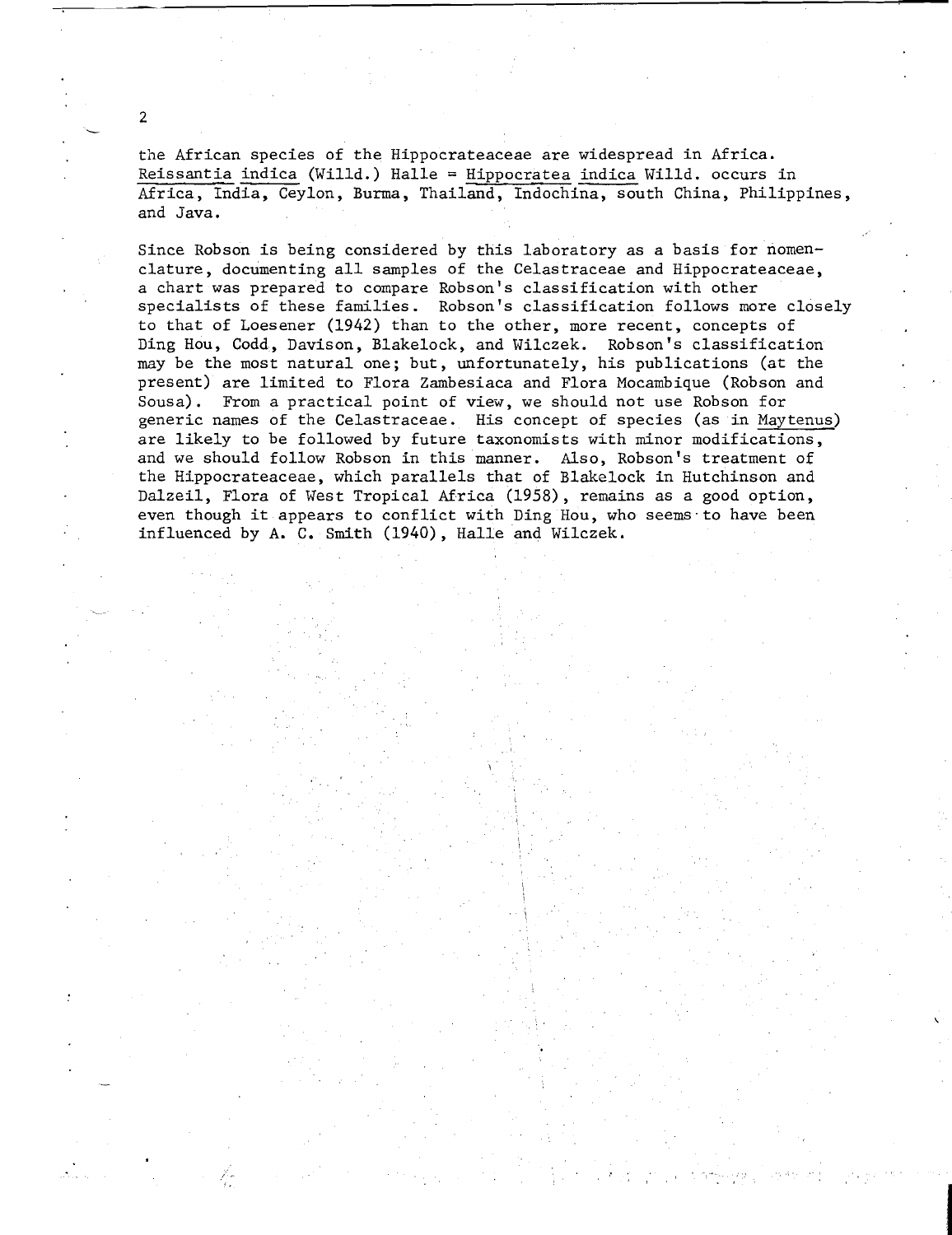the African species of the Hippocrateaceae are widespread in Africa. *Reissantia indica* (Willd.) Halle = *Hippocratea indica* Willd. occurs in Africa, India, Ceylon, Burma, Thailand, Indochina, south China, Philippines, and Java.

Since Robson is being considered by this laboratory as a basis for nomenclature, documenting all samples of the Celastraceae and Hippocrateaceae, a chart was prepared to compare Robson's classification with other specialists of these families. Robson's classification follows more closely to that of Loesener (1942) than to the other, more recent, concepts of Ding Hou, Codd, Davison, Blakelock, and Wilczek. Robson's classification may be the most natural one; but, unfortunately, his publications (at the present) are limited to Flora Zambesiaca and Flora Mocambique (Robson and Sousa). From a practical point of view, we should not use Robson for generic names of the Celastraceae. His concept of species (as in *Maytenus*) are likely to be followed by future taxonomists with minor modifications, and we should follow Robson in this manner. Also, Robson's treatment of the Hippocrateaceae, which parallels that of Blakelock in Hutchinson and Dalzeil, Flora of West Tropical Africa (1958), remains as a good option, even though it appears to conflict with Ding Hou, who seems to have been influenced by A. C. Smith (1940), Halle and Wilczek.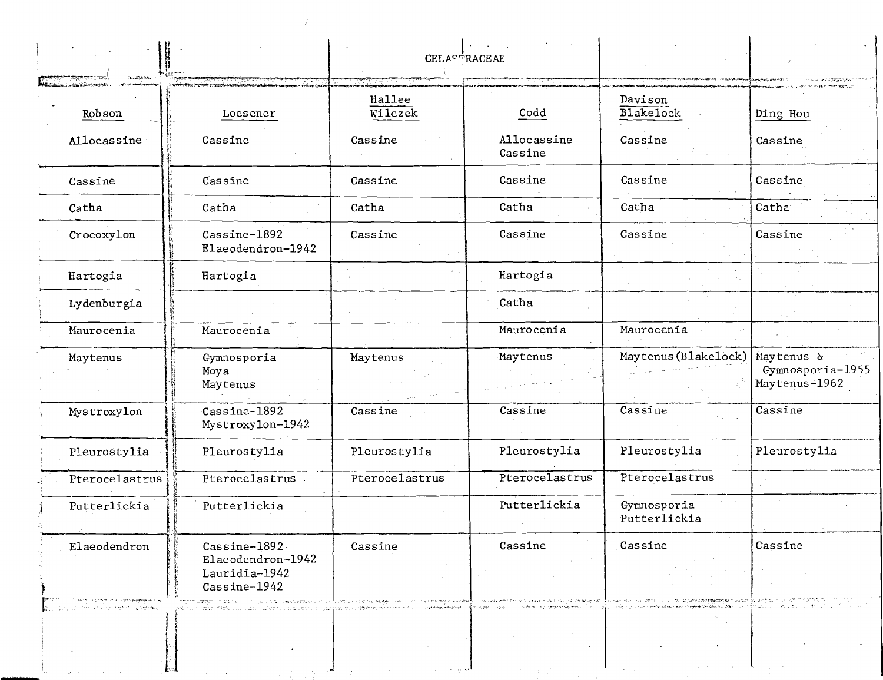CELASTRACEAE

| Robson | Loesener | Hallee Wilczek | Codd | Davison Blakelock | Ding Hou |
|---|---|---|---|---|---|
| Allocassine | Cassine | Cassine | Allocassine Cassine | Cassine | Cassine |
| Cassine | Cassine | Cassine | Cassine | Cassine | Cassine |
| Catha | Catha | Catha | Catha | Catha | Catha |
| Crocoxylon | Cassine-1892 Elaeodendron-1942 | Cassine | Cassine | Cassine | Cassine |
| Hartogia | Hartogia | | Hartogia | | |
| Lydenburgia | | | Catha | | |
| Maurocenia | Maurocenia | | Maurocenia | Maurocenia | |
| Maytenus | Gymnosporia Moya Maytenus | Maytenus | Maytenus | Maytenus (Blakelock) | Maytenus & Gymnosporia-1955 Maytenus-1962 |
| Mystroxylon | Cassine-1892 Mystroxylon-1942 | Cassine | Cassine | Cassine | Cassine |
| Pleurostylia | Pleurostylia | Pleurostylia | Pleurostylia | Pleurostylia | Pleurostylia |
| Pterocelastrus | Pterocelastrus | Pterocelastrus | Pterocelastrus | Pterocelastrus | |
| Putterlickia | Putterlickia | | Putterlickia | Gymnosporia Putterlickia | |
| Elaeodendron | Cassine-1892 Elaeodendron-1942 Lauridia-1942 Cassine-1942 | Cassine | Cassine | Cassine | Cassine |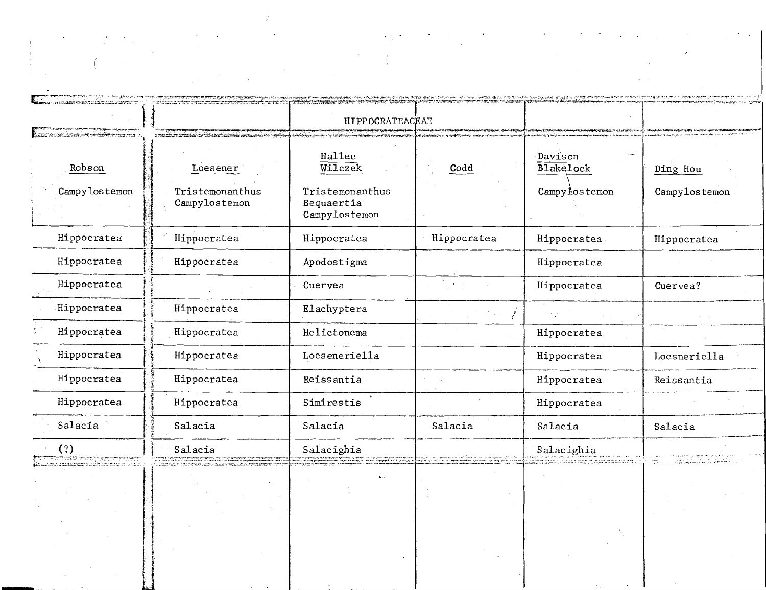| | | HIPPOCRATEACEAE | | | |
|---|---|---|---|---|---|
| Robson | Loesener | Hallee Wilczek | Codd | Davison Blakelock | Ding Hou |
| Campylostemon | Tristemonanthus Campylostemon | Tristemonanthus Bequaertia Campylostemon | | Campylostemon | Campylostemon |
| Hippocratea | Hippocratea | Hippocratea | Hippocratea | Hippocratea | Hippocratea |
| Hippocratea | Hippocratea | Apodostigma | | Hippocratea | |
| Hippocratea | | Cuervea | | Hippocratea | Cuervea? |
| Hippocratea | Hippocratea | Elachyptera | | | |
| Hippocratea | Hippocratea | Helictonema | | Hippocratea | |
| Hippocratea | Hippocratea | Loeseneriella | | Hippocratea | Loesneriella |
| Hippocratea | Hippocratea | Reissantia | | Hippocratea | Reissantia |
| Hippocratea | Hippocratea | Simirestis | | Hippocratea | |
| Salacia | Salacia | Salacia | Salacia | Salacia | Salacia |
| (?) | Salacia | Salacighia | | Salacighia | |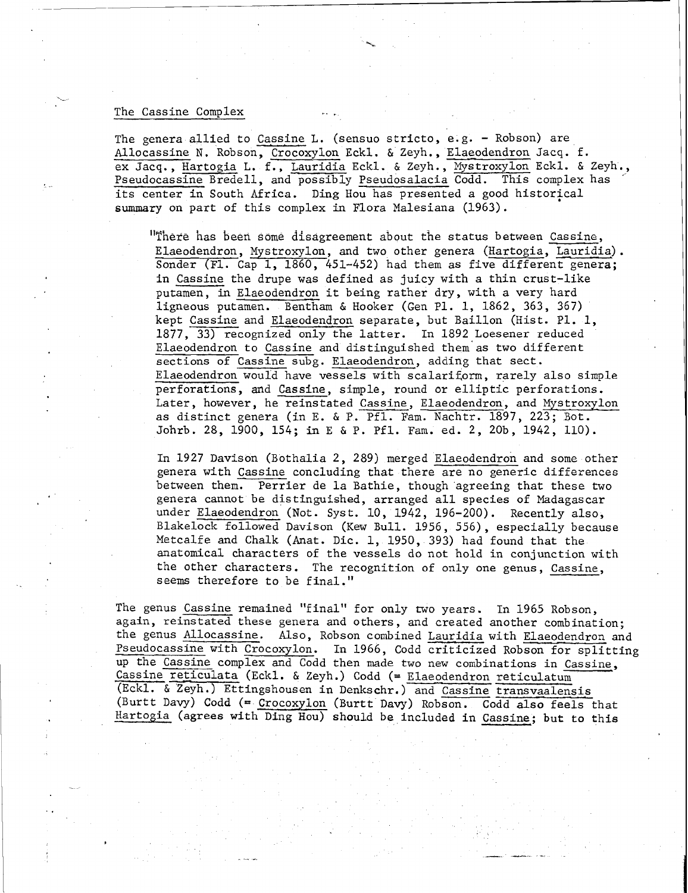## The Cassine Complex

The genera allied to Cassine L. (sensuo stricto, e.g. - Robson) are Allocassine N. Robson, Crocoxylon Eckl. & Zeyh., Elaeodendron Jacq. f. ex Jacq., Hartogia L. f., Lauridia Eckl. & Zeyh., Mystroxylon Eckl. & Zeyh., Pseudocassine Bredell, and possibly Pseudosalacia Codd. This complex has its center in South Africa. Ding Hou has presented a good historical summary on part of this complex in Flora Malesiana (1963).

> "There has been some disagreement about the status between Cassine, Elaeodendron, Mystroxylon, and two other genera (Hartogia, Lauridia). Sonder (Fl. Cap 1, 1860, 451-452) had them as five different genera; in Cassine the drupe was defined as juicy with a thin crust-like putamen, in Elaeodendron it being rather dry, with a very hard ligneous putamen. Bentham & Hooker (Gen Pl. 1, 1862, 363, 367) kept Cassine and Elaeodendron separate, but Baillon (Hist. Pl. 1, 1877, 33) recognized only the latter. In 1892 Loesener reduced Elaeodendron to Cassine and distinguished them as two different sections of Cassine subg. Elaeodendron, adding that sect. Elaeodendron would have vessels with scalariform, rarely also simple perforations, and Cassine, simple, round or elliptic perforations. Later, however, he reinstated Cassine, Elaeodendron, and Mystroxylon as distinct genera (in E. & P. Pfl. Fam. Nachtr. 1897, 223; Bot. Johrb. 28, 1900, 154; in E & P. Pfl. Fam. ed. 2, 20b, 1942, 110).
>
> In 1927 Davison (Bothalia 2, 289) merged Elaeodendron and some other genera with Cassine concluding that there are no generic differences between them. Perrier de la Bathie, though agreeing that these two genera cannot be distinguished, arranged all species of Madagascar under Elaeodendron (Not. Syst. 10, 1942, 196-200). Recently also, Blakelock followed Davison (Kew Bull. 1956, 556), especially because Metcalfe and Chalk (Anat. Dic. 1, 1950, 393) had found that the anatomical characters of the vessels do not hold in conjunction with the other characters. The recognition of only one genus, Cassine, seems therefore to be final."

The genus Cassine remained "final" for only two years. In 1965 Robson, again, reinstated these genera and others, and created another combination; the genus Allocassine. Also, Robson combined Lauridia with Elaeodendron and Pseudocassine with Crocoxylon. In 1966, Codd criticized Robson for splitting up the Cassine complex and Codd then made two new combinations in Cassine, Cassine reticulata (Eckl. & Zeyh.) Codd (= Elaeodendron reticulatum (Eckl. & Zeyh.) Ettingshousen in Denkschr.) and Cassine transvaalensis (Burtt Davy) Codd (= Crocoxylon (Burtt Davy) Robson. Codd also feels that Hartogia (agrees with Ding Hou) should be included in Cassine; but to this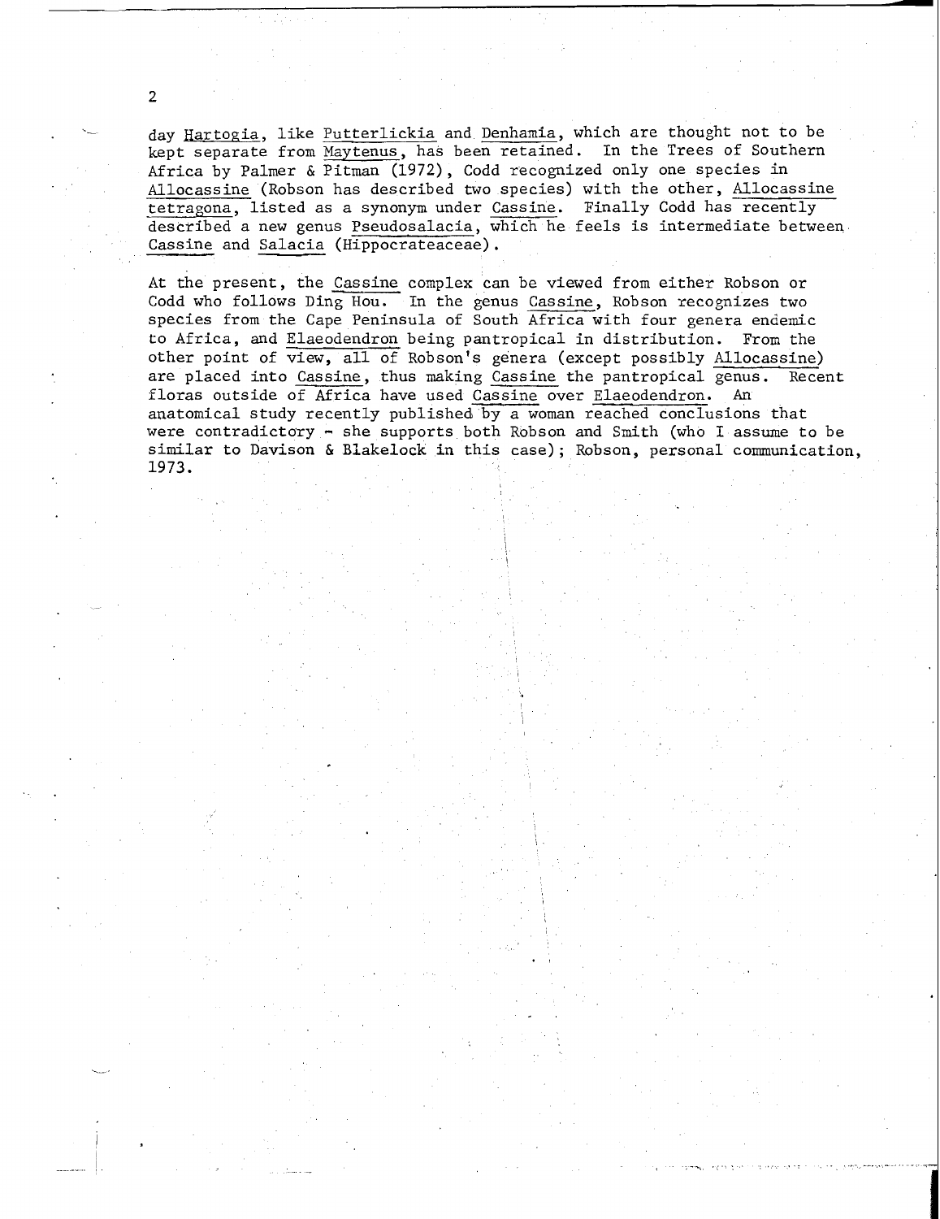day *Hartogia*, like *Putterlickia* and *Denhamia*, which are thought not to be kept separate from *Maytenus*, has been retained. In the Trees of Southern Africa by Palmer & Pitman (1972), Codd recognized only one species in *Allocassine* (Robson has described two species) with the other, *Allocassine tetragona*, listed as a synonym under *Cassine*. Finally Codd has recently described a new genus *Pseudosalacia*, which he feels is intermediate between *Cassine* and *Salacia* (Hippocrateaceae).

At the present, the *Cassine* complex can be viewed from either Robson or Codd who follows Ding Hou. In the genus *Cassine*, Robson recognizes two species from the Cape Peninsula of South Africa with four genera endemic to Africa, and *Elaeodendron* being pantropical in distribution. From the other point of view, all of Robson's genera (except possibly *Allocassine*) are placed into *Cassine*, thus making *Cassine* the pantropical genus. Recent floras outside of Africa have used *Cassine* over *Elaeodendron*. An anatomical study recently published by a woman reached conclusions that were contradictory - she supports both Robson and Smith (who I assume to be similar to Davison & Blakelock in this case); Robson, personal communication, 1973.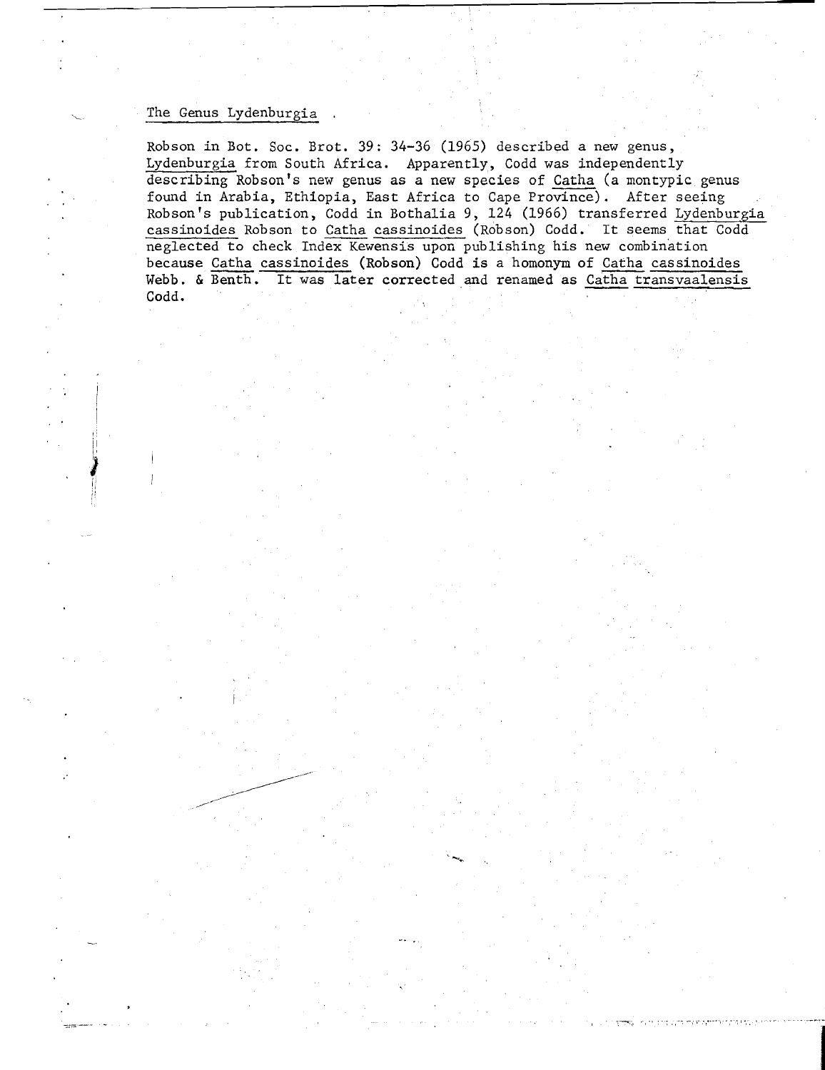## The Genus Lydenburgia

Robson in Bot. Soc. Brot. 39: 34-36 (1965) described a new genus, Lydenburgia from South Africa. Apparently, Codd was independently describing Robson's new genus as a new species of Catha (a montypic genus found in Arabia, Ethiopia, East Africa to Cape Province). After seeing Robson's publication, Codd in Bothalia 9, 124 (1966) transferred Lydenburgia cassinoides Robson to Catha cassinoides (Robson) Codd. It seems that Codd neglected to check Index Kewensis upon publishing his new combination because Catha cassinoides (Robson) Codd is a homonym of Catha cassinoides Webb. & Benth. It was later corrected and renamed as Catha transvaalensis Codd.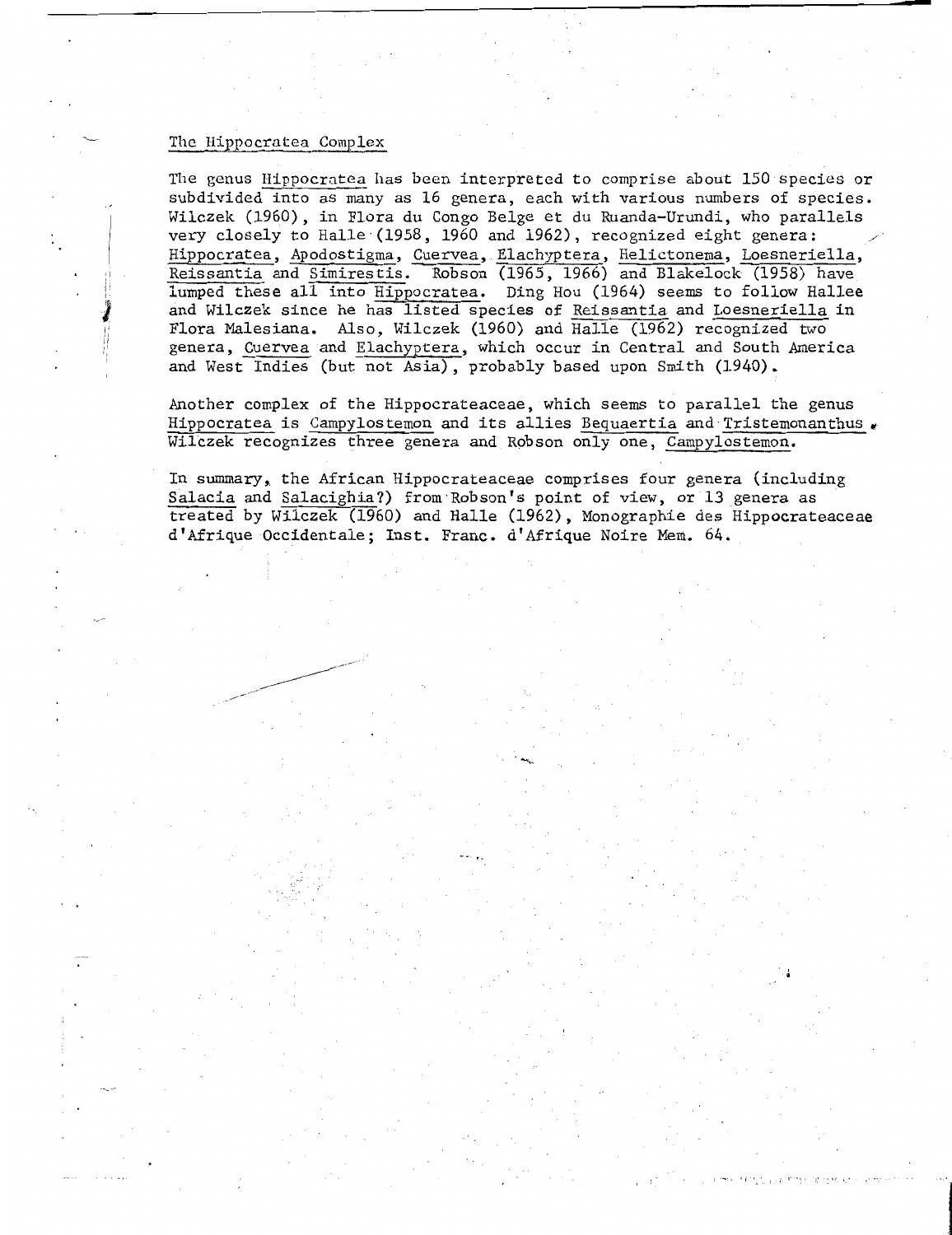The Hippocratea Complex

The genus Hippocratea has been interpreted to comprise about 150 species or subdivided into as many as 16 genera, each with various numbers of species. Wilczek (1960), in Flora du Congo Belge et du Ruanda-Urundi, who parallels very closely to Halle (1958, 1960 and 1962), recognized eight genera: Hippocratea, Apodostigma, Cuervea, Elachyptera, Helictonema, Loesneriella, Reissantia and Simirestis. Robson (1965, 1966) and Blakelock (1958) have lumped these all into Hippocratea. Ding Hou (1964) seems to follow Hallee and Wilczek since he has listed species of Reissantia and Loesneriella in Flora Malesiana. Also, Wilczek (1960) and Halle (1962) recognized two genera, Cuervea and Elachyptera, which occur in Central and South America and West Indies (but not Asia), probably based upon Smith (1940).

Another complex of the Hippocrateaceae, which seems to parallel the genus Hippocratea is Campylostemon and its allies Bequaertia and Tristemonanthus. Wilczek recognizes three genera and Robson only one, Campylostemon.

In summary, the African Hippocrateaceae comprises four genera (including Salacia and Salacighia?) from Robson's point of view, or 13 genera as treated by Wilczek (1960) and Halle (1962), Monographie des Hippocrateaceae d'Afrique Occidentale; Inst. Franc. d'Afrique Noire Mem. 64.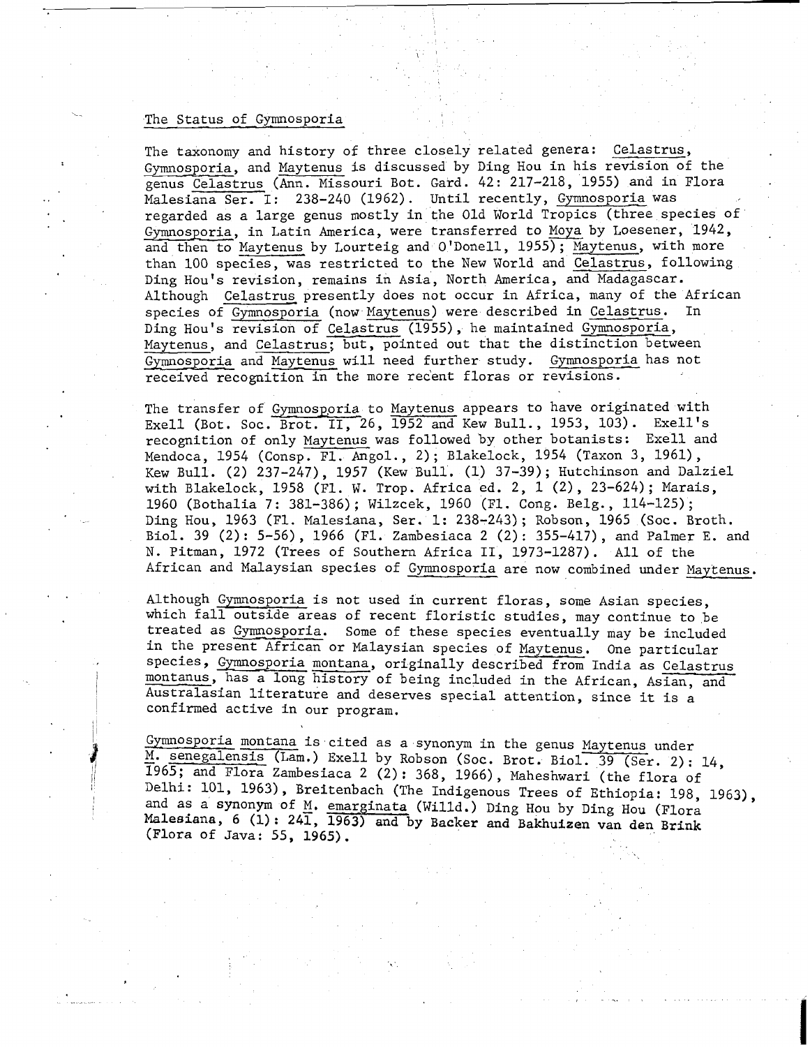## The Status of Gymnosporia

The taxonomy and history of three closely related genera: *Celastrus*, *Gymnosporia*, and *Maytenus* is discussed by Ding Hou in his revision of the genus *Celastrus* (Ann. Missouri Bot. Gard. 42: 217-218, 1955) and in Flora Malesiana Ser. I: 238-240 (1962). Until recently, *Gymnosporia* was regarded as a large genus mostly in the Old World Tropics (three species of *Gymnosporia*, in Latin America, were transferred to *Moya* by Loesener, 1942, and then to *Maytenus* by Lourteig and O'Donell, 1955); *Maytenus*, with more than 100 species, was restricted to the New World and *Celastrus*, following Ding Hou's revision, remains in Asia, North America, and Madagascar. Although *Celastrus* presently does not occur in Africa, many of the African species of *Gymnosporia* (now *Maytenus*) were described in *Celastrus*. In Ding Hou's revision of *Celastrus* (1955), he maintained *Gymnosporia*, *Maytenus*, and *Celastrus*; but, pointed out that the distinction between *Gymnosporia* and *Maytenus* will need further study. *Gymnosporia* has not received recognition in the more recent floras or revisions.

The transfer of *Gymnosporia* to *Maytenus* appears to have originated with Exell (Bot. Soc. Brot. II, 26, 1952 and Kew Bull., 1953, 103). Exell's recognition of only *Maytenus* was followed by other botanists: Exell and Mendoca, 1954 (Consp. Fl. Angol., 2); Blakelock, 1954 (Taxon 3, 1961), Kew Bull. (2) 237-247), 1957 (Kew Bull. (1) 37-39); Hutchinson and Dalziel with Blakelock, 1958 (Fl. W. Trop. Africa ed. 2, 1 (2), 23-624); Marais, 1960 (Bothalia 7: 381-386); Wilzcek, 1960 (Fl. Cong. Belg., 114-125); Ding Hou, 1963 (Fl. Malesiana, Ser. 1: 238-243); Robson, 1965 (Soc. Broth. Biol. 39 (2): 5-56), 1966 (Fl. Zambesiaca 2 (2): 355-417), and Palmer E. and N. Pitman, 1972 (Trees of Southern Africa II, 1973-1287). All of the African and Malaysian species of *Gymnosporia* are now combined under *Maytenus*.

Although *Gymnosporia* is not used in current floras, some Asian species, which fall outside areas of recent floristic studies, may continue to be treated as *Gymnosporia*. Some of these species eventually may be included in the present African or Malaysian species of *Maytenus*. One particular species, *Gymnosporia montana*, originally described from India as *Celastrus montanus*, has a long history of being included in the African, Asian, and Australasian literature and deserves special attention, since it is a confirmed active in our program.

*Gymnosporia montana* is cited as a synonym in the genus *Maytenus* under *M. senegalensis* (Lam.) Exell by Robson (Soc. Brot. Biol. 39 (Ser. 2): 14, 1965; and Flora Zambesiaca 2 (2): 368, 1966), Maheshwari (the flora of Delhi: 101, 1963), Breitenbach (The Indigenous Trees of Ethiopia: 198, 1963), and as a synonym of *M. emarginata* (Willd.) Ding Hou by Ding Hou (Flora Malesiana, 6 (1): 241, 1963) and by Backer and Bakhuizen van den Brink (Flora of Java: 55, 1965).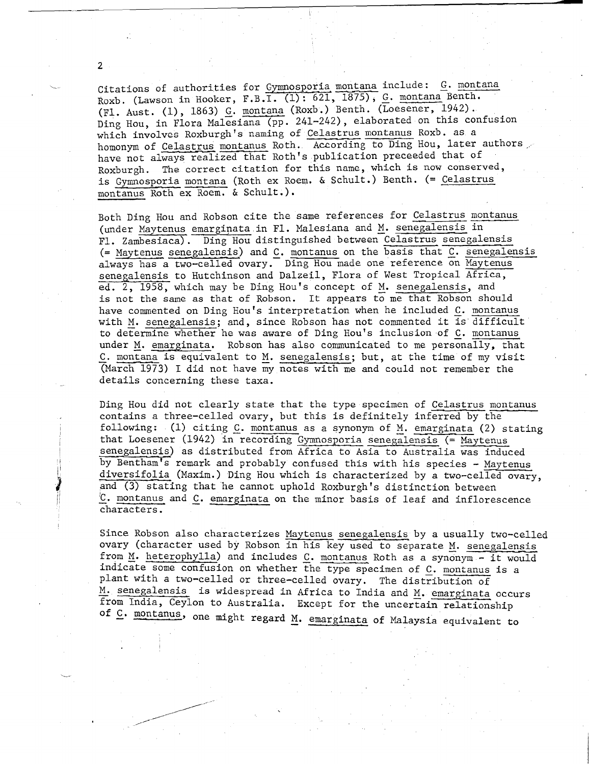Citations of authorities for Gymnosporia montana include: G. montana Roxb. (Lawson in Hooker, F.B.I. (1): 621, 1875), G. montana Benth. (Fl. Aust. (1), 1863) G. montana (Roxb.) Benth. (Loesener, 1942). Ding Hou, in Flora Malesiana (pp. 241-242), elaborated on this confusion which involves Roxburgh's naming of Celastrus montanus Roxb. as a homonym of Celastrus montanus Roth. According to Ding Hou, later authors have not always realized that Roth's publication preceeded that of Roxburgh. The correct citation for this name, which is now conserved, is Gymnosporia montana (Roth ex Roem. & Schult.) Benth. (= Celastrus montanus Roth ex Roem. & Schult.).

Both Ding Hou and Robson cite the same references for Celastrus montanus (under Maytenus emarginata in Fl. Malesiana and M. senegalensis in Fl. Zambesiaca). Ding Hou distinguished between Celastrus senegalensis (= Maytenus senegalensis) and C. montanus on the basis that C. senegalensis always has a two-celled ovary. Ding Hou made one reference on Maytenus senegalensis to Hutchinson and Dalzeil, Flora of West Tropical Africa, ed. 2, 1958, which may be Ding Hou's concept of M. senegalensis, and is not the same as that of Robson. It appears to me that Robson should have commented on Ding Hou's interpretation when he included C. montanus with M. senegalensis; and, since Robson has not commented it is difficult to determine whether he was aware of Ding Hou's inclusion of C. montanus under M. emarginata. Robson has also communicated to me personally, that C. montana is equivalent to M. senegalensis; but, at the time of my visit (March 1973) I did not have my notes with me and could not remember the details concerning these taxa.

Ding Hou did not clearly state that the type specimen of Celastrus montanus contains a three-celled ovary, but this is definitely inferred by the following: (1) citing C. montanus as a synonym of M. emarginata (2) stating that Loesener (1942) in recording Gymnosporia senegalensis (= Maytenus senegalensis) as distributed from Africa to Asia to Australia was induced by Bentham's remark and probably confused this with his species - Maytenus diversifolia (Maxim.) Ding Hou which is characterized by a two-celled ovary, and (3) stating that he cannot uphold Roxburgh's distinction between C. montanus and C. emarginata on the minor basis of leaf and inflorescence characters.

Since Robson also characterizes Maytenus senegalensis by a usually two-celled ovary (character used by Robson in his key used to separate M. senegalensis from M. heterophylla) and includes C. montanus Roth as a synonym - it would indicate some confusion on whether the type specimen of C. montanus is a plant with a two-celled or three-celled ovary. The distribution of M. senegalensis is widespread in Africa to India and M. emarginata occurs from India, Ceylon to Australia. Except for the uncertain relationship of C. montanus, one might regard M. emarginata of Malaysia equivalent to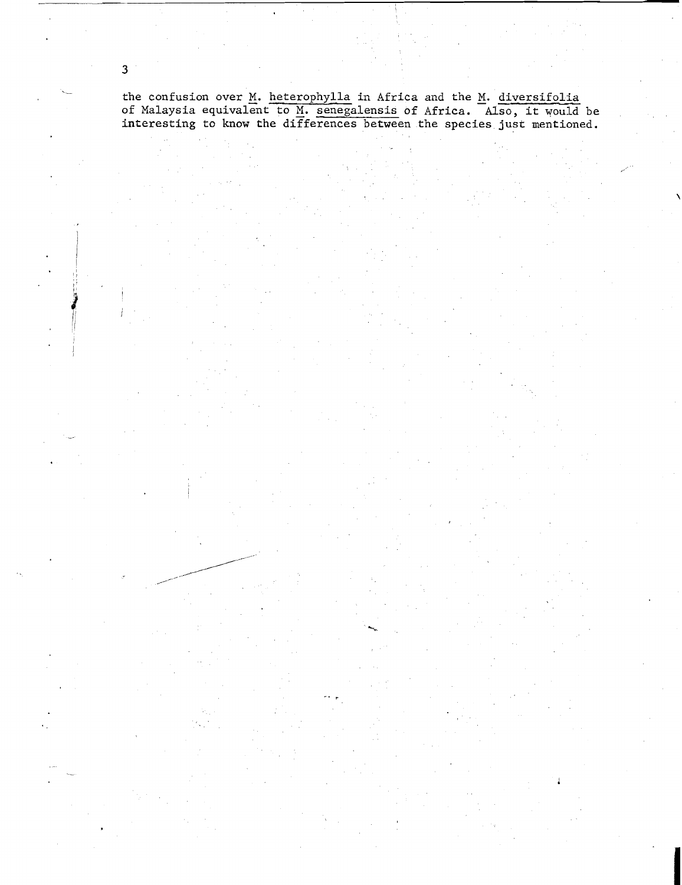the confusion over *M. heterophylla* in Africa and the *M. diversifolia* of Malaysia equivalent to *M. senegalensis* of Africa. Also, it would be interesting to know the differences between the species just mentioned.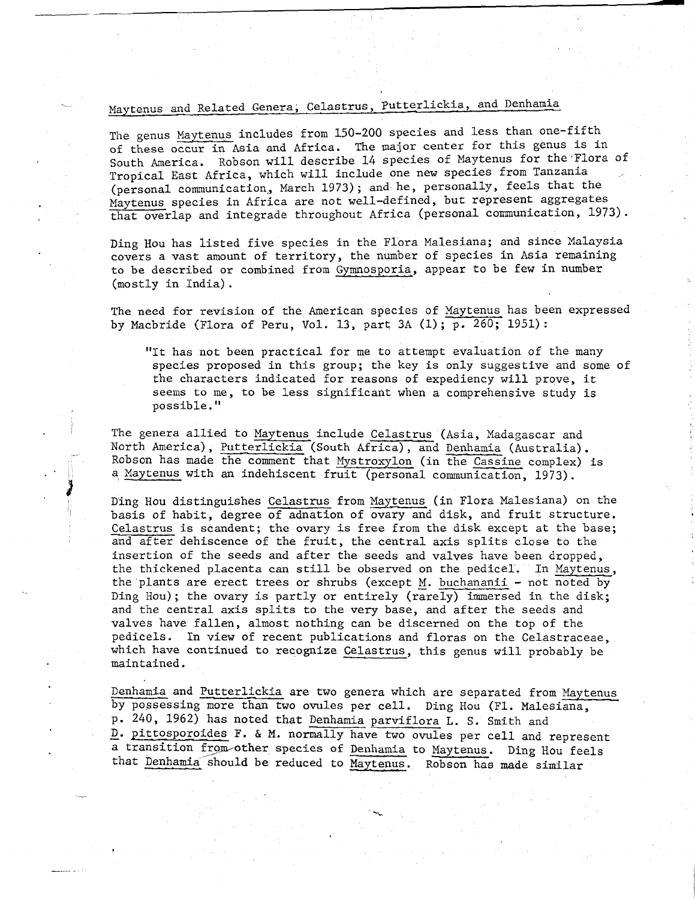Maytenus and Related Genera, Celastrus, Putterlickia, and Denhamia

The genus Maytenus includes from 150-200 species and less than one-fifth of these occur in Asia and Africa. The major center for this genus is in South America. Robson will describe 14 species of Maytenus for the Flora of Tropical East Africa, which will include one new species from Tanzania (personal communication, March 1973); and he, personally, feels that the Maytenus species in Africa are not well-defined, but represent aggregates that overlap and integrade throughout Africa (personal communication, 1973).

Ding Hou has listed five species in the Flora Malesiana; and since Malaysia covers a vast amount of territory, the number of species in Asia remaining to be described or combined from Gymnosporia, appear to be few in number (mostly in India).

The need for revision of the American species of Maytenus has been expressed by Macbride (Flora of Peru, Vol. 13, part 3A (1); p. 260; 1951):

> "It has not been practical for me to attempt evaluation of the many species proposed in this group; the key is only suggestive and some of the characters indicated for reasons of expediency will prove, it seems to me, to be less significant when a comprehensive study is possible."

The genera allied to Maytenus include Celastrus (Asia, Madagascar and North America), Putterlickia (South Africa), and Denhamia (Australia). Robson has made the comment that Mystroxylon (in the Cassine complex) is a Maytenus with an indehiscent fruit (personal communication, 1973).

Ding Hou distinguishes Celastrus from Maytenus (in Flora Malesiana) on the basis of habit, degree of adnation of ovary and disk, and fruit structure. Celastrus is scandent; the ovary is free from the disk except at the base; and after dehiscence of the fruit, the central axis splits close to the insertion of the seeds and after the seeds and valves have been dropped, the thickened placenta can still be observed on the pedicel. In Maytenus, the plants are erect trees or shrubs (except M. buchananii - not noted by Ding Hou); the ovary is partly or entirely (rarely) immersed in the disk; and the central axis splits to the very base, and after the seeds and valves have fallen, almost nothing can be discerned on the top of the pedicels. In view of recent publications and floras on the Celastraceae, which have continued to recognize Celastrus, this genus will probably be maintained.

Denhamia and Putterlickia are two genera which are separated from Maytenus by possessing more than two ovules per cell. Ding Hou (Fl. Malesiana, p. 240, 1962) has noted that Denhamia parviflora L. S. Smith and D. pittosporoides F. & M. normally have two ovules per cell and represent a transition from other species of Denhamia to Maytenus. Ding Hou feels that Denhamia should be reduced to Maytenus. Robson has made similar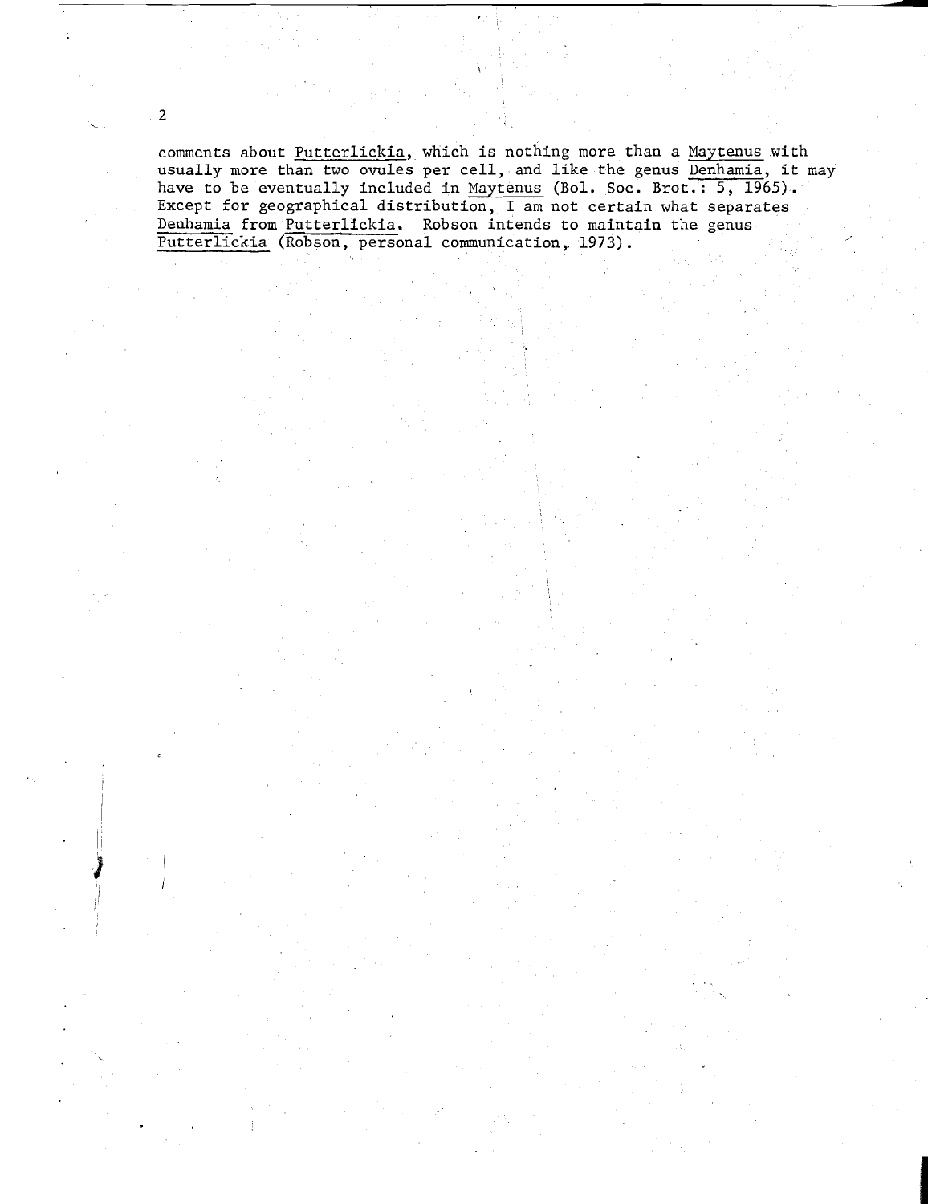comments about *Putterlickia*, which is nothing more than a *Maytenus* with usually more than two ovules per cell, and like the genus *Denhamia*, it may have to be eventually included in *Maytenus* (Bol. Soc. Brot.: 5, 1965). Except for geographical distribution, I am not certain what separates *Denhamia* from *Putterlickia*. Robson intends to maintain the genus *Putterlickia* (Robson, personal communication, 1973).